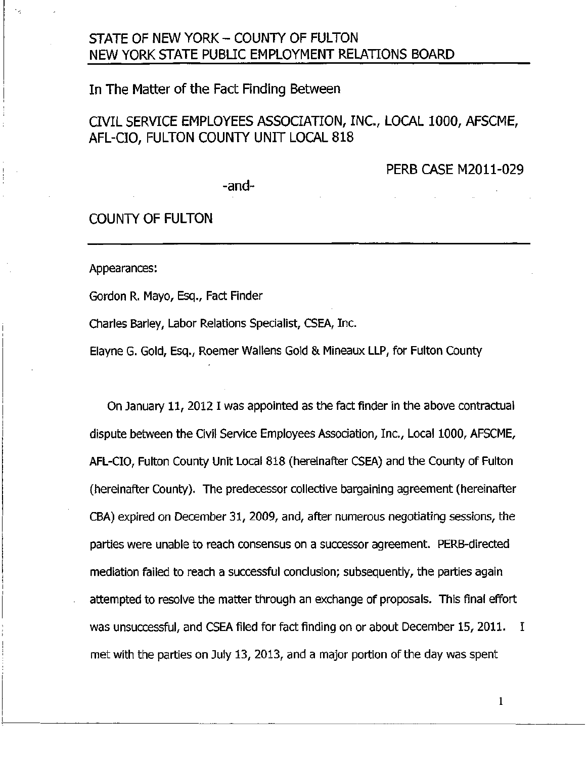STATE OF NEW YORK – COUNTY OF FULTON
NEW YORK STATE PUBLIC EMPLOYMENT RELATIONS BOARD

In The Matter of the Fact Finding Between

CIVIL SERVICE EMPLOYEES ASSOCIATION, INC., LOCAL 1000, AFSCME, AFL-CIO, FULTON COUNTY UNIT LOCAL 818

PERB CASE M2011-029

-and-

COUNTY OF FULTON

---

Appearances:

Gordon R. Mayo, Esq., Fact Finder

Charles Barley, Labor Relations Specialist, CSEA, Inc.

Elayne G. Gold, Esq., Roemer Wallens Gold & Mineaux LLP, for Fulton County

On January 11, 2012 I was appointed as the fact finder in the above contractual dispute between the Civil Service Employees Association, Inc., Local 1000, AFSCME, AFL-CIO, Fulton County Unit Local 818 (hereinafter CSEA) and the County of Fulton (hereinafter County). The predecessor collective bargaining agreement (hereinafter CBA) expired on December 31, 2009, and, after numerous negotiating sessions, the parties were unable to reach consensus on a successor agreement. PERB-directed mediation failed to reach a successful conclusion; subsequently, the parties again attempted to resolve the matter through an exchange of proposals. This final effort was unsuccessful, and CSEA filed for fact finding on or about December 15, 2011. I met with the parties on July 13, 2013, and a major portion of the day was spent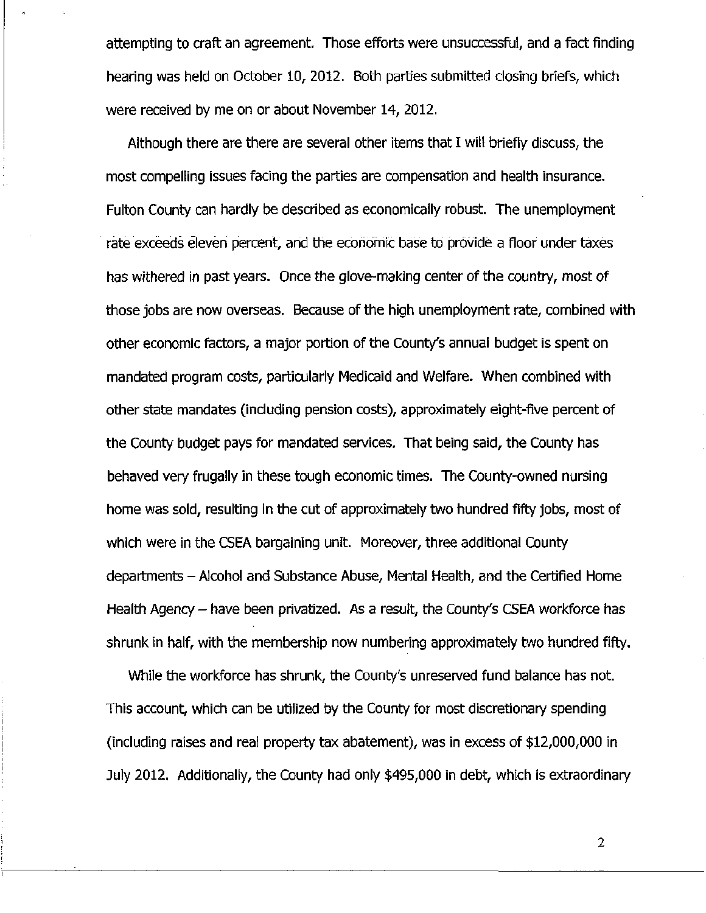attempting to craft an agreement. Those efforts were unsuccessful, and a fact finding hearing was held on October 10, 2012. Both parties submitted closing briefs, which were received by me on or about November 14, 2012.

Although there are there are several other items that I will briefly discuss, the most compelling issues facing the parties are compensation and health insurance. Fulton County can hardly be described as economically robust. The unemployment rate exceeds eleven percent, and the economic base to provide a floor under taxes has withered in past years. Once the glove-making center of the country, most of those jobs are now overseas. Because of the high unemployment rate, combined with other economic factors, a major portion of the County's annual budget is spent on mandated program costs, particularly Medicaid and Welfare. When combined with other state mandates (including pension costs), approximately eight-five percent of the County budget pays for mandated services. That being said, the County has behaved very frugally in these tough economic times. The County-owned nursing home was sold, resulting in the cut of approximately two hundred fifty jobs, most of which were in the CSEA bargaining unit. Moreover, three additional County departments – Alcohol and Substance Abuse, Mental Health, and the Certified Home Health Agency – have been privatized. As a result, the County's CSEA workforce has shrunk in half, with the membership now numbering approximately two hundred fifty.

While the workforce has shrunk, the County's unreserved fund balance has not. This account, which can be utilized by the County for most discretionary spending (including raises and real property tax abatement), was in excess of $12,000,000 in July 2012. Additionally, the County had only $495,000 in debt, which is extraordinary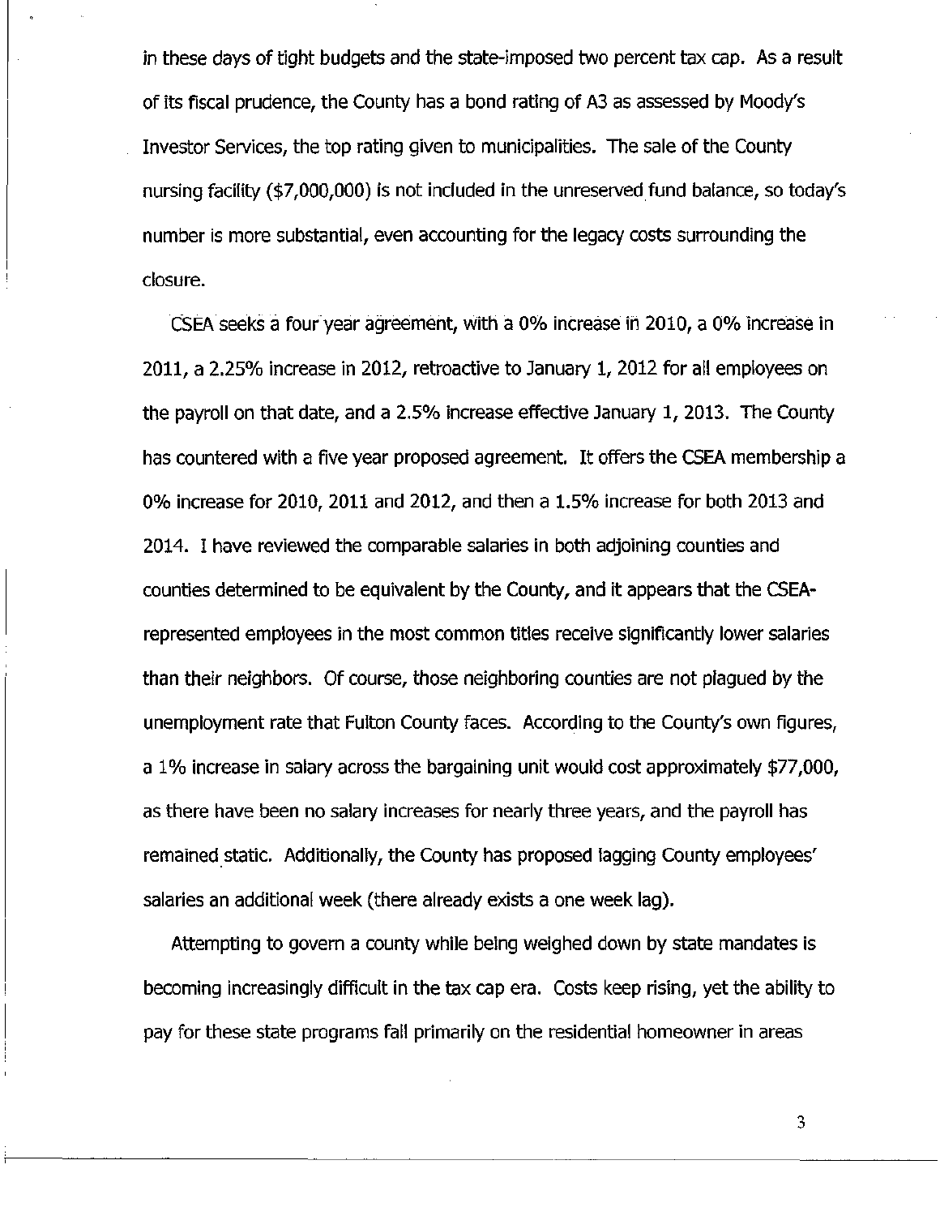in these days of tight budgets and the state-imposed two percent tax cap. As a result of its fiscal prudence, the County has a bond rating of A3 as assessed by Moody's Investor Services, the top rating given to municipalities. The sale of the County nursing facility ($7,000,000) is not included in the unreserved fund balance, so today's number is more substantial, even accounting for the legacy costs surrounding the closure.

CSEA seeks a four year agreement, with a 0% increase in 2010, a 0% increase in 2011, a 2.25% increase in 2012, retroactive to January 1, 2012 for all employees on the payroll on that date, and a 2.5% increase effective January 1, 2013. The County has countered with a five year proposed agreement. It offers the CSEA membership a 0% increase for 2010, 2011 and 2012, and then a 1.5% increase for both 2013 and 2014. I have reviewed the comparable salaries in both adjoining counties and counties determined to be equivalent by the County, and it appears that the CSEA-represented employees in the most common titles receive significantly lower salaries than their neighbors. Of course, those neighboring counties are not plagued by the unemployment rate that Fulton County faces. According to the County's own figures, a 1% increase in salary across the bargaining unit would cost approximately $77,000, as there have been no salary increases for nearly three years, and the payroll has remained static. Additionally, the County has proposed lagging County employees' salaries an additional week (there already exists a one week lag).

Attempting to govern a county while being weighed down by state mandates is becoming increasingly difficult in the tax cap era. Costs keep rising, yet the ability to pay for these state programs fall primarily on the residential homeowner in areas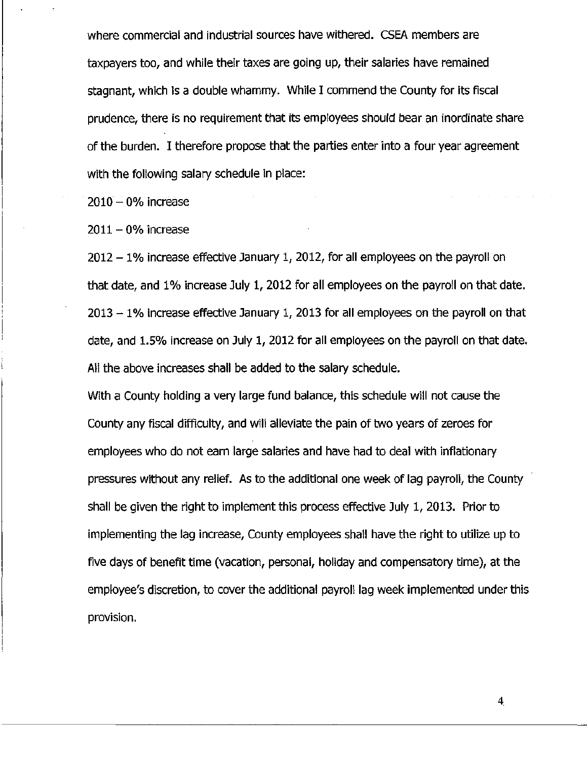where commercial and industrial sources have withered. CSEA members are taxpayers too, and while their taxes are going up, their salaries have remained stagnant, which is a double whammy. While I commend the County for its fiscal prudence, there is no requirement that its employees should bear an inordinate share of the burden. I therefore propose that the parties enter into a four year agreement with the following salary schedule in place:

2010 – 0% increase

2011 – 0% increase

2012 – 1% increase effective January 1, 2012, for all employees on the payroll on that date, and 1% increase July 1, 2012 for all employees on the payroll on that date.

2013 – 1% increase effective January 1, 2013 for all employees on the payroll on that date, and 1.5% increase on July 1, 2012 for all employees on the payroll on that date.

All the above increases shall be added to the salary schedule.

With a County holding a very large fund balance, this schedule will not cause the County any fiscal difficulty, and will alleviate the pain of two years of zeroes for employees who do not earn large salaries and have had to deal with inflationary pressures without any relief. As to the additional one week of lag payroll, the County shall be given the right to implement this process effective July 1, 2013. Prior to implementing the lag increase, County employees shall have the right to utilize up to five days of benefit time (vacation, personal, holiday and compensatory time), at the employee's discretion, to cover the additional payroll lag week implemented under this provision.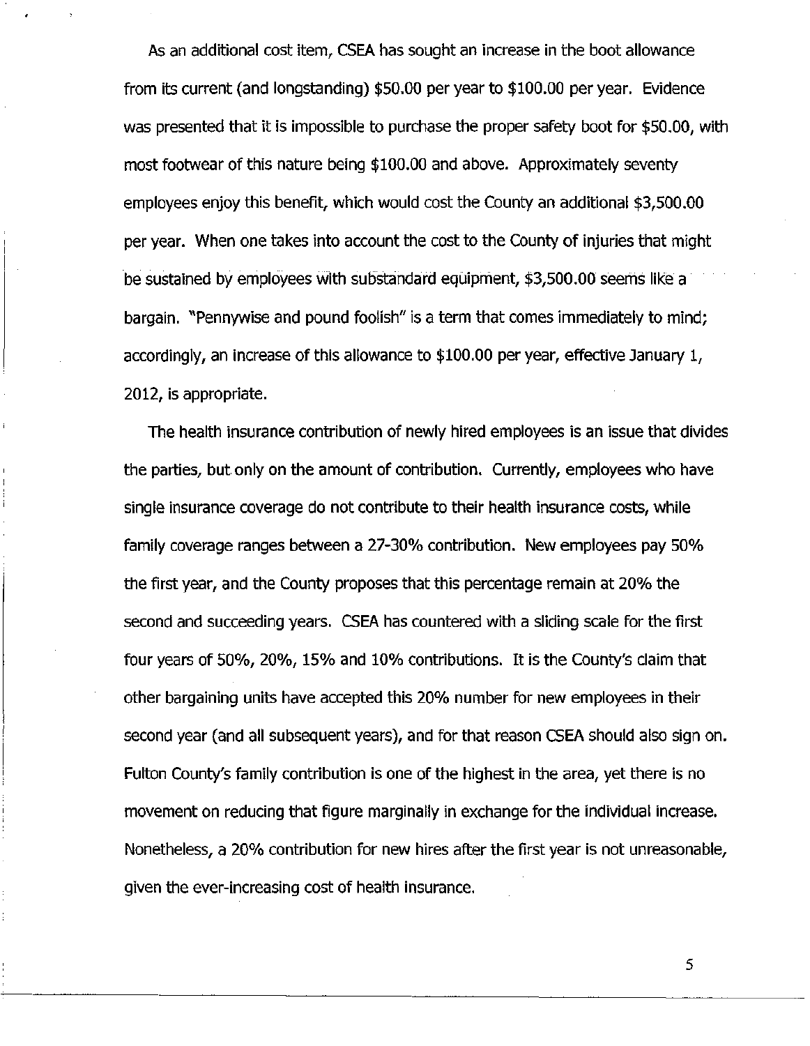As an additional cost item, CSEA has sought an increase in the boot allowance from its current (and longstanding) $50.00 per year to $100.00 per year. Evidence was presented that it is impossible to purchase the proper safety boot for $50.00, with most footwear of this nature being $100.00 and above. Approximately seventy employees enjoy this benefit, which would cost the County an additional $3,500.00 per year. When one takes into account the cost to the County of injuries that might be sustained by employees with substandard equipment, $3,500.00 seems like a bargain. "Pennywise and pound foolish" is a term that comes immediately to mind; accordingly, an increase of this allowance to $100.00 per year, effective January 1, 2012, is appropriate.

The health insurance contribution of newly hired employees is an issue that divides the parties, but only on the amount of contribution. Currently, employees who have single insurance coverage do not contribute to their health insurance costs, while family coverage ranges between a 27-30% contribution. New employees pay 50% the first year, and the County proposes that this percentage remain at 20% the second and succeeding years. CSEA has countered with a sliding scale for the first four years of 50%, 20%, 15% and 10% contributions. It is the County's claim that other bargaining units have accepted this 20% number for new employees in their second year (and all subsequent years), and for that reason CSEA should also sign on. Fulton County's family contribution is one of the highest in the area, yet there is no movement on reducing that figure marginally in exchange for the individual increase. Nonetheless, a 20% contribution for new hires after the first year is not unreasonable, given the ever-increasing cost of health insurance.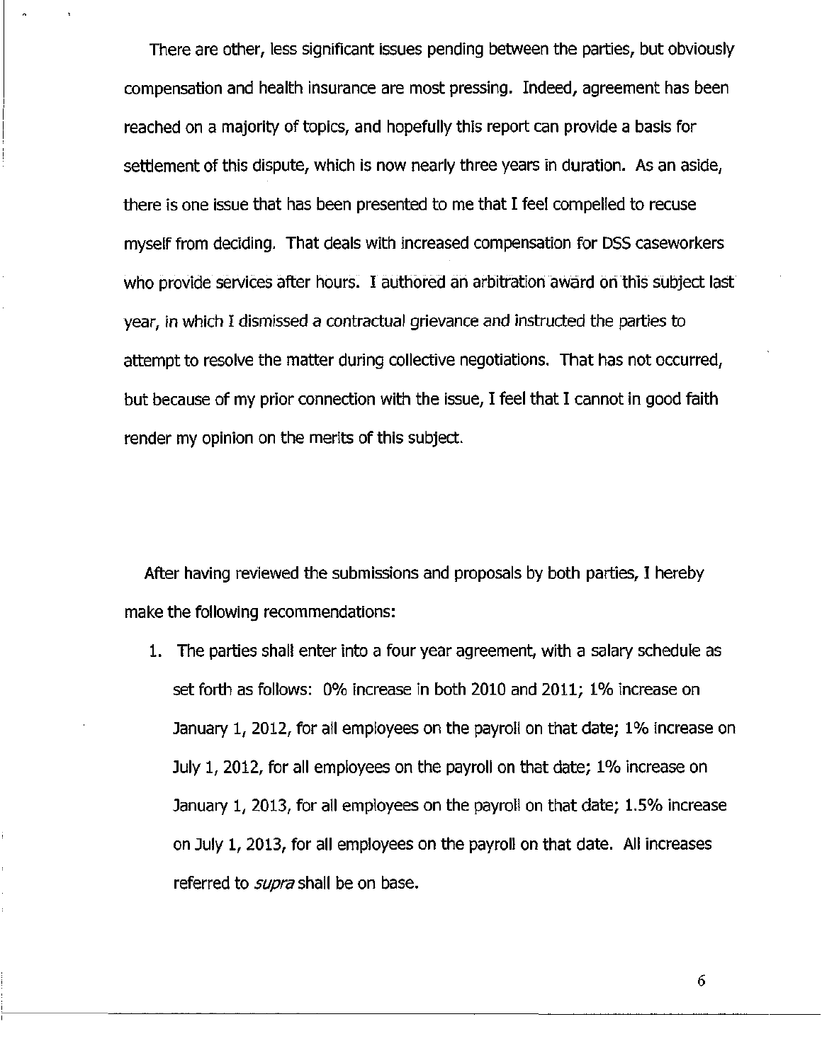There are other, less significant issues pending between the parties, but obviously compensation and health insurance are most pressing. Indeed, agreement has been reached on a majority of topics, and hopefully this report can provide a basis for settlement of this dispute, which is now nearly three years in duration. As an aside, there is one issue that has been presented to me that I feel compelled to recuse myself from deciding. That deals with increased compensation for DSS caseworkers who provide services after hours. I authored an arbitration award on this subject last year, in which I dismissed a contractual grievance and instructed the parties to attempt to resolve the matter during collective negotiations. That has not occurred, but because of my prior connection with the issue, I feel that I cannot in good faith render my opinion on the merits of this subject.

After having reviewed the submissions and proposals by both parties, I hereby make the following recommendations:

1. The parties shall enter into a four year agreement, with a salary schedule as set forth as follows: 0% increase in both 2010 and 2011; 1% increase on January 1, 2012, for all employees on the payroll on that date; 1% increase on July 1, 2012, for all employees on the payroll on that date; 1% increase on January 1, 2013, for all employees on the payroll on that date; 1.5% increase on July 1, 2013, for all employees on the payroll on that date. All increases referred to *supra* shall be on base.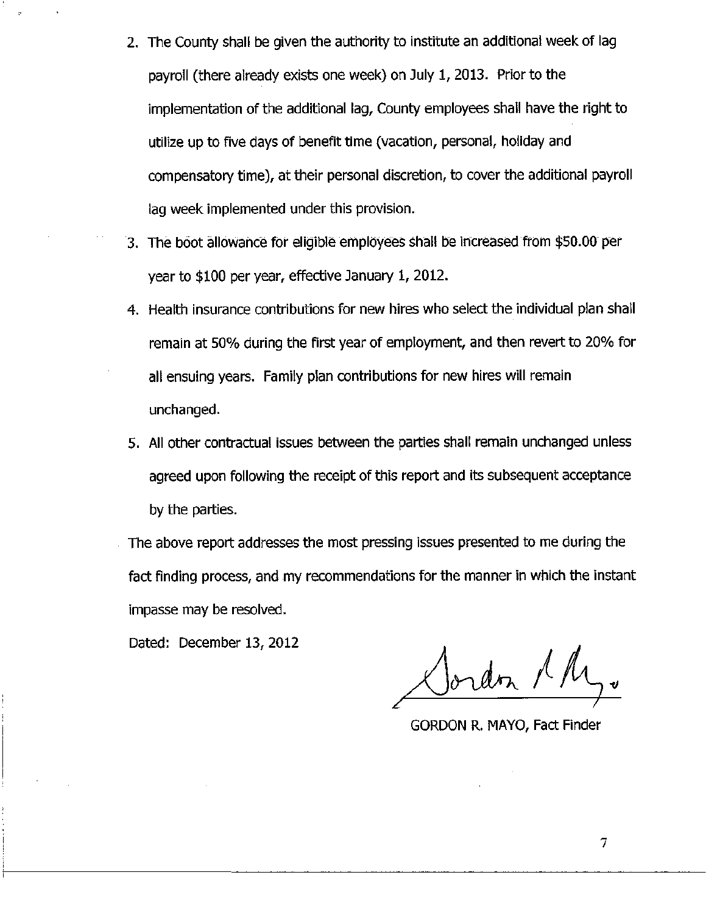2. The County shall be given the authority to institute an additional week of lag payroll (there already exists one week) on July 1, 2013. Prior to the implementation of the additional lag, County employees shall have the right to utilize up to five days of benefit time (vacation, personal, holiday and compensatory time), at their personal discretion, to cover the additional payroll lag week implemented under this provision.
3. The boot allowance for eligible employees shall be increased from $50.00 per year to $100 per year, effective January 1, 2012.
4. Health insurance contributions for new hires who select the individual plan shall remain at 50% during the first year of employment, and then revert to 20% for all ensuing years. Family plan contributions for new hires will remain unchanged.
5. All other contractual issues between the parties shall remain unchanged unless agreed upon following the receipt of this report and its subsequent acceptance by the parties.

The above report addresses the most pressing issues presented to me during the fact finding process, and my recommendations for the manner in which the instant impasse may be resolved.

Dated: December 13, 2012

GORDON R. MAYO, Fact Finder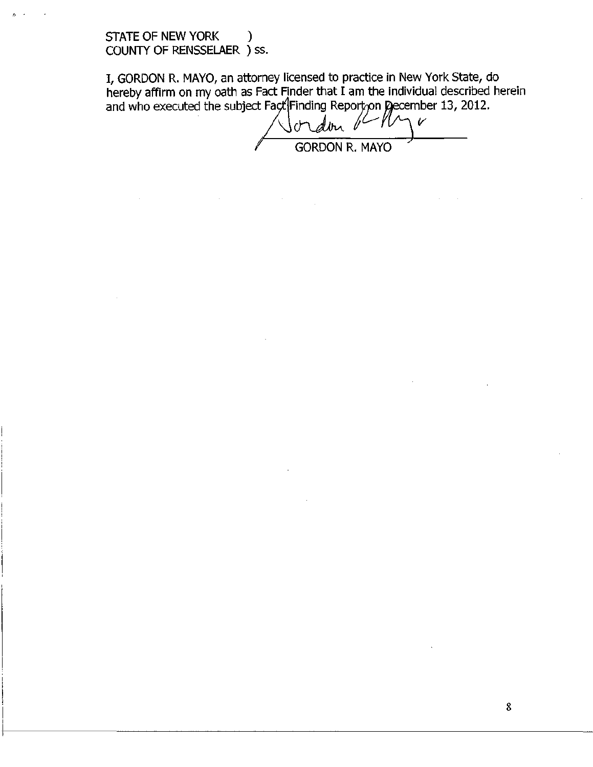STATE OF NEW YORK )
COUNTY OF RENSSELAER ) ss.

I, GORDON R. MAYO, an attorney licensed to practice in New York State, do hereby affirm on my oath as Fact Finder that I am the individual described herein and who executed the subject Fact Finding Report on December 13, 2012.

GORDON R. MAYO